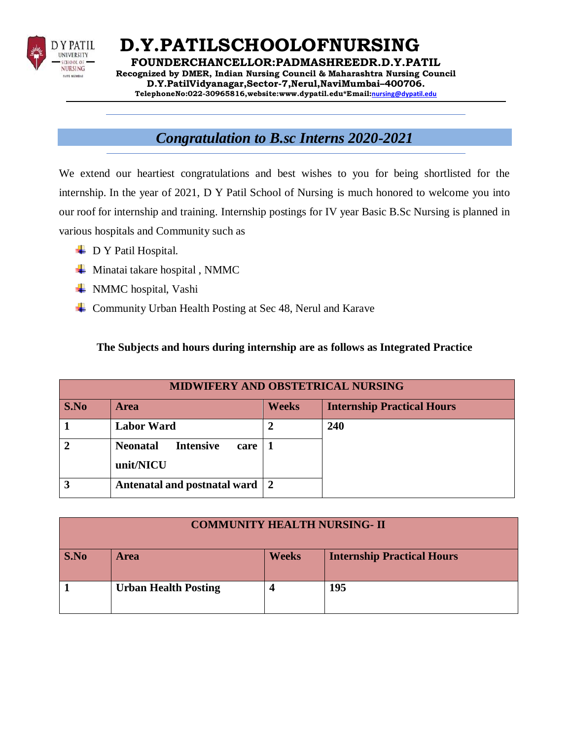# D.Y.PATILSCHOOLOFNURSING

**FOUNDERCHANCELLOR:PADMASHREEDR.D.Y.PATIL**

**Recognized by DMER, Indian Nursing Council & Maharashtra Nursing Council**

**D.Y.PatilVidyanagar,Sector-7,Nerul,NaviMumbai–400706.**

**TelephoneNo:022-30965816,website:www.dypatil.edu*Email:nursing@dypatil.edu**

## *Congratulation to B.sc Interns 2020-2021*

We extend our heartiest congratulations and best wishes to you for being shortlisted for the internship. In the year of 2021, D Y Patil School of Nursing is much honored to welcome you into our roof for internship and training. Internship postings for IV year Basic B.Sc Nursing is planned in various hospitals and Community such as

- D Y Patil Hospital.
- Minatai takare hospital , NMMC
- NMMC hospital, Vashi
- Community Urban Health Posting at Sec 48, Nerul and Karave

**The Subjects and hours during internship are as follows as Integrated Practice**

| **MIDWIFERY AND OBSTETRICAL NURSING** | | | |
|---|---|---|---|
| **S.No** | **Area** | **Weeks** | **Internship Practical Hours** |
| **1** | **Labor Ward** | **2** | **240** |
| **2** | **Neonatal Intensive care unit/NICU** | **1** | |
| **3** | **Antenatal and postnatal ward** | **2** | |

| **COMMUNITY HEALTH NURSING- II** | | | |
|---|---|---|---|
| **S.No** | **Area** | **Weeks** | **Internship Practical Hours** |
| **1** | **Urban Health Posting** | **4** | **195** |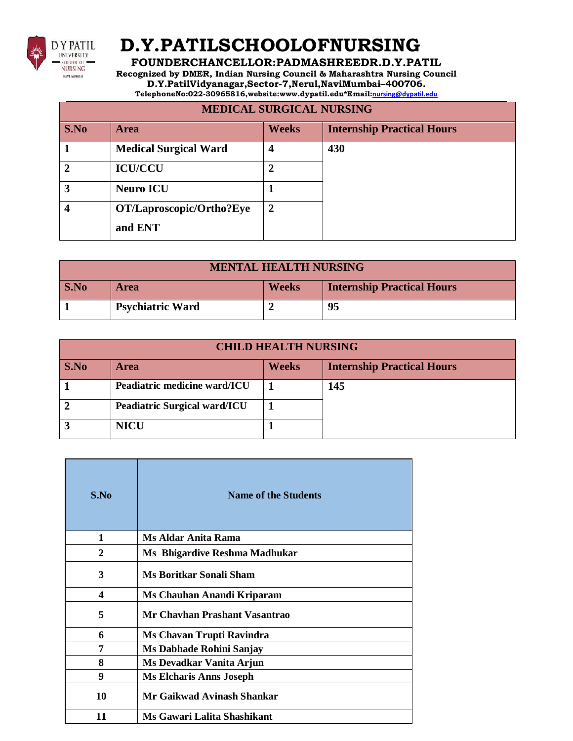# D.Y.PATILSCHOOLOFNURSING

**FOUNDERCHANCELLOR:PADMASHREEDR.D.Y.PATIL**

**Recognized by DMER, Indian Nursing Council & Maharashtra Nursing Council**

**D.Y.PatilVidyanagar,Sector-7,Nerul,NaviMumbai–400706.**

**TelephoneNo:022-30965816,website:www.dypatil.edu*Email:nursing@dypatil.edu**

| MEDICAL SURGICAL NURSING | | | |
|---|---|---|---|
| **S.No** | **Area** | **Weeks** | **Internship Practical Hours** |
| 1 | Medical Surgical Ward | 4 | 430 |
| 2 | ICU/CCU | 2 | |
| 3 | Neuro ICU | 1 | |
| 4 | OT/Laproscopic/Ortho?Eye and ENT | 2 | |

| MENTAL HEALTH NURSING | | | |
|---|---|---|---|
| **S.No** | **Area** | **Weeks** | **Internship Practical Hours** |
| 1 | Psychiatric Ward | 2 | 95 |

| CHILD HEALTH NURSING | | | |
|---|---|---|---|
| **S.No** | **Area** | **Weeks** | **Internship Practical Hours** |
| 1 | Peadiatric medicine ward/ICU | 1 | 145 |
| 2 | Peadiatric Surgical ward/ICU | 1 | |
| 3 | NICU | 1 | |

| S.No | Name of the Students |
|---|---|
| 1 | Ms Aldar Anita Rama |
| 2 | Ms Bhigardive Reshma Madhukar |
| 3 | Ms Boritkar Sonali Sham |
| 4 | Ms Chauhan Anandi Kriparam |
| 5 | Mr Chavhan Prashant Vasantrao |
| 6 | Ms Chavan Trupti Ravindra |
| 7 | Ms Dabhade Rohini Sanjay |
| 8 | Ms Devadkar Vanita Arjun |
| 9 | Ms Elcharis Anns Joseph |
| 10 | Mr Gaikwad Avinash Shankar |
| 11 | Ms Gawari Lalita Shashikant |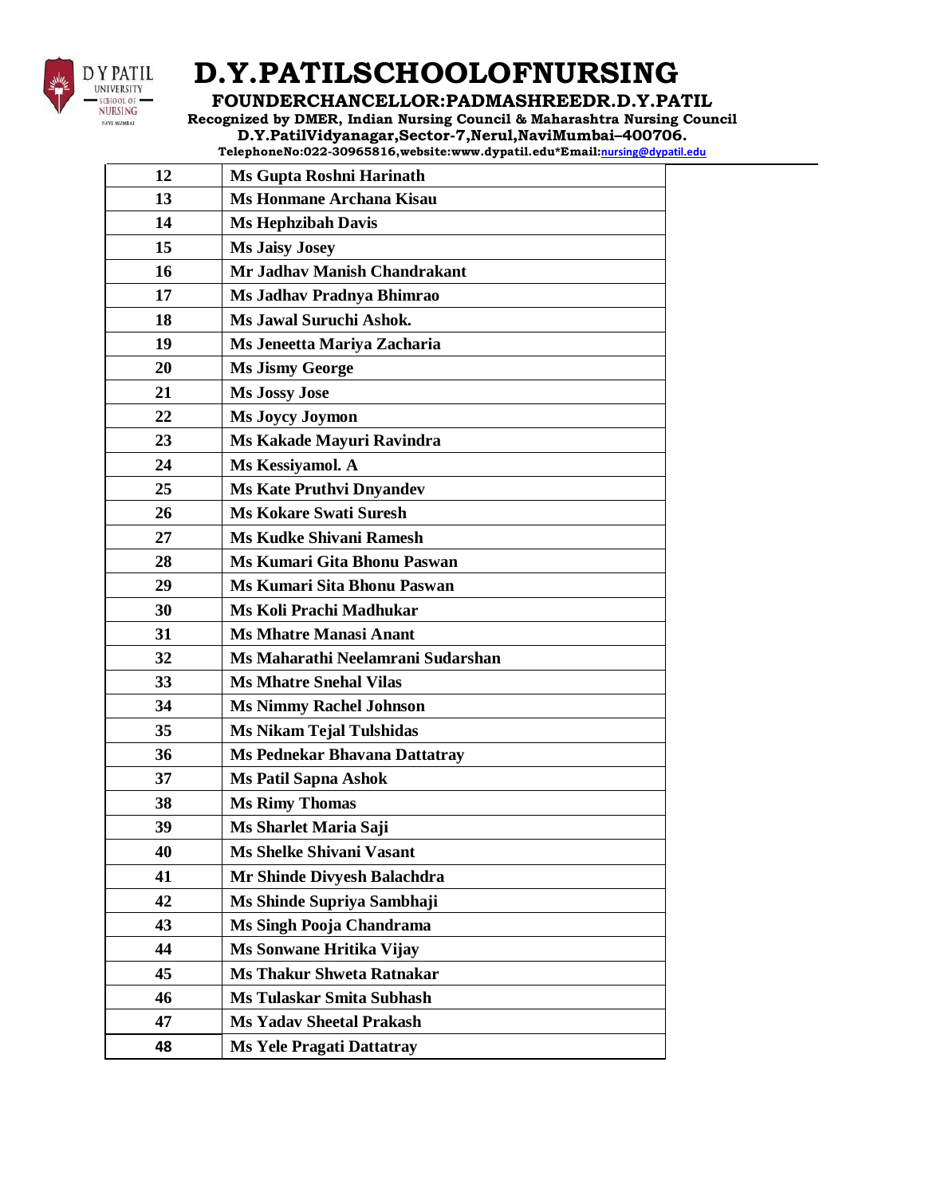# D.Y.PATILSCHOOLOFNURSING

**FOUNDERCHANCELLOR:PADMASHREEDR.D.Y.PATIL**

**Recognized by DMER, Indian Nursing Council & Maharashtra Nursing Council**

**D.Y.PatilVidyanagar,Sector-7,Nerul,NaviMumbai–400706.**

**TelephoneNo:022-30965816,website:www.dypatil.edu*Email:nursing@dypatil.edu**

| | |
|---|---|
| 12 | Ms Gupta Roshni Harinath |
| 13 | Ms Honmane Archana Kisau |
| 14 | Ms Hephzibah Davis |
| 15 | Ms Jaisy Josey |
| 16 | Mr Jadhav Manish Chandrakant |
| 17 | Ms Jadhav Pradnya Bhimrao |
| 18 | Ms Jawal Suruchi Ashok. |
| 19 | Ms Jeneetta Mariya Zacharia |
| 20 | Ms Jismy George |
| 21 | Ms Jossy Jose |
| 22 | Ms Joycy Joymon |
| 23 | Ms Kakade Mayuri Ravindra |
| 24 | Ms Kessiyamol. A |
| 25 | Ms Kate Pruthvi Dnyandev |
| 26 | Ms Kokare Swati Suresh |
| 27 | Ms Kudke Shivani Ramesh |
| 28 | Ms Kumari Gita Bhonu Paswan |
| 29 | Ms Kumari Sita Bhonu Paswan |
| 30 | Ms Koli Prachi Madhukar |
| 31 | Ms Mhatre Manasi Anant |
| 32 | Ms Maharathi Neelamrani Sudarshan |
| 33 | Ms Mhatre Snehal Vilas |
| 34 | Ms Nimmy Rachel Johnson |
| 35 | Ms Nikam Tejal Tulshidas |
| 36 | Ms Pednekar Bhavana Dattatray |
| 37 | Ms Patil Sapna Ashok |
| 38 | Ms Rimy Thomas |
| 39 | Ms Sharlet Maria Saji |
| 40 | Ms Shelke Shivani Vasant |
| 41 | Mr Shinde Divyesh Balachdra |
| 42 | Ms Shinde Supriya Sambhaji |
| 43 | Ms Singh Pooja Chandrama |
| 44 | Ms Sonwane Hritika Vijay |
| 45 | Ms Thakur Shweta Ratnakar |
| 46 | Ms Tulaskar Smita Subhash |
| 47 | Ms Yadav Sheetal Prakash |
| 48 | Ms Yele Pragati Dattatray |